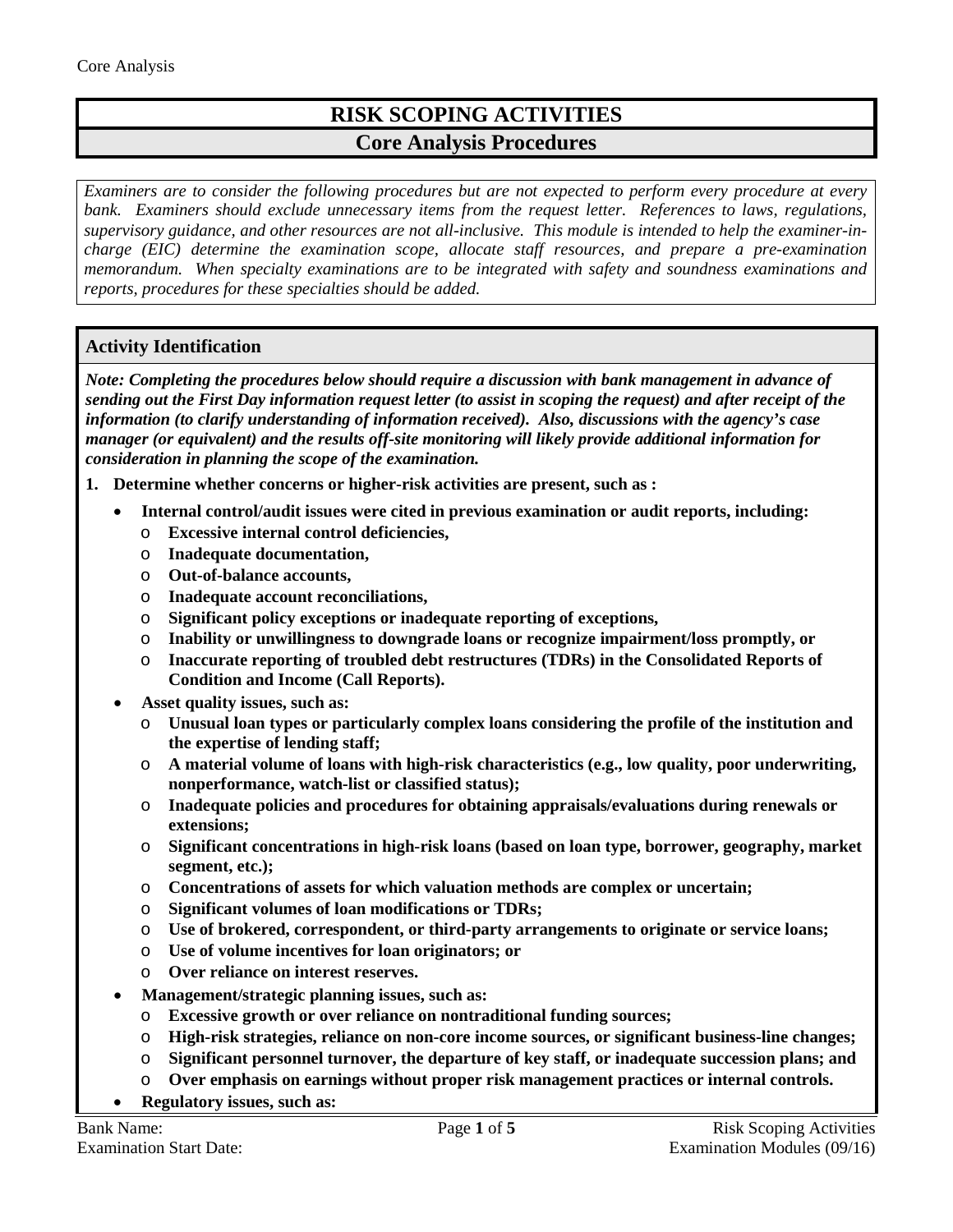# RISK SCOPING ACTIVITIES

## Core Analysis Procedures

*Examiners are to consider the following procedures but are not expected to perform every procedure at every bank. Examiners should exclude unnecessary items from the request letter. References to laws, regulations, supervisory guidance, and other resources are not all-inclusive. This module is intended to help the examiner-in-charge (EIC) determine the examination scope, allocate staff resources, and prepare a pre-examination memorandum. When specialty examinations are to be integrated with safety and soundness examinations and reports, procedures for these specialties should be added.*

### Activity Identification

***Note: Completing the procedures below should require a discussion with bank management in advance of sending out the First Day information request letter (to assist in scoping the request) and after receipt of the information (to clarify understanding of information received). Also, discussions with the agency's case manager (or equivalent) and the results off-site monitoring will likely provide additional information for consideration in planning the scope of the examination.***

**1. Determine whether concerns or higher-risk activities are present, such as :**

- **Internal control/audit issues were cited in previous examination or audit reports, including:**
  - **Excessive internal control deficiencies,**
  - **Inadequate documentation,**
  - **Out-of-balance accounts,**
  - **Inadequate account reconciliations,**
  - **Significant policy exceptions or inadequate reporting of exceptions,**
  - **Inability or unwillingness to downgrade loans or recognize impairment/loss promptly, or**
  - **Inaccurate reporting of troubled debt restructures (TDRs) in the Consolidated Reports of Condition and Income (Call Reports).**
- **Asset quality issues, such as:**
  - **Unusual loan types or particularly complex loans considering the profile of the institution and the expertise of lending staff;**
  - **A material volume of loans with high-risk characteristics (e.g., low quality, poor underwriting, nonperformance, watch-list or classified status);**
  - **Inadequate policies and procedures for obtaining appraisals/evaluations during renewals or extensions;**
  - **Significant concentrations in high-risk loans (based on loan type, borrower, geography, market segment, etc.);**
  - **Concentrations of assets for which valuation methods are complex or uncertain;**
  - **Significant volumes of loan modifications or TDRs;**
  - **Use of brokered, correspondent, or third-party arrangements to originate or service loans;**
  - **Use of volume incentives for loan originators; or**
  - **Over reliance on interest reserves.**
- **Management/strategic planning issues, such as:**
  - **Excessive growth or over reliance on nontraditional funding sources;**
  - **High-risk strategies, reliance on non-core income sources, or significant business-line changes;**
  - **Significant personnel turnover, the departure of key staff, or inadequate succession plans; and**
  - **Over emphasis on earnings without proper risk management practices or internal controls.**
- **Regulatory issues, such as:**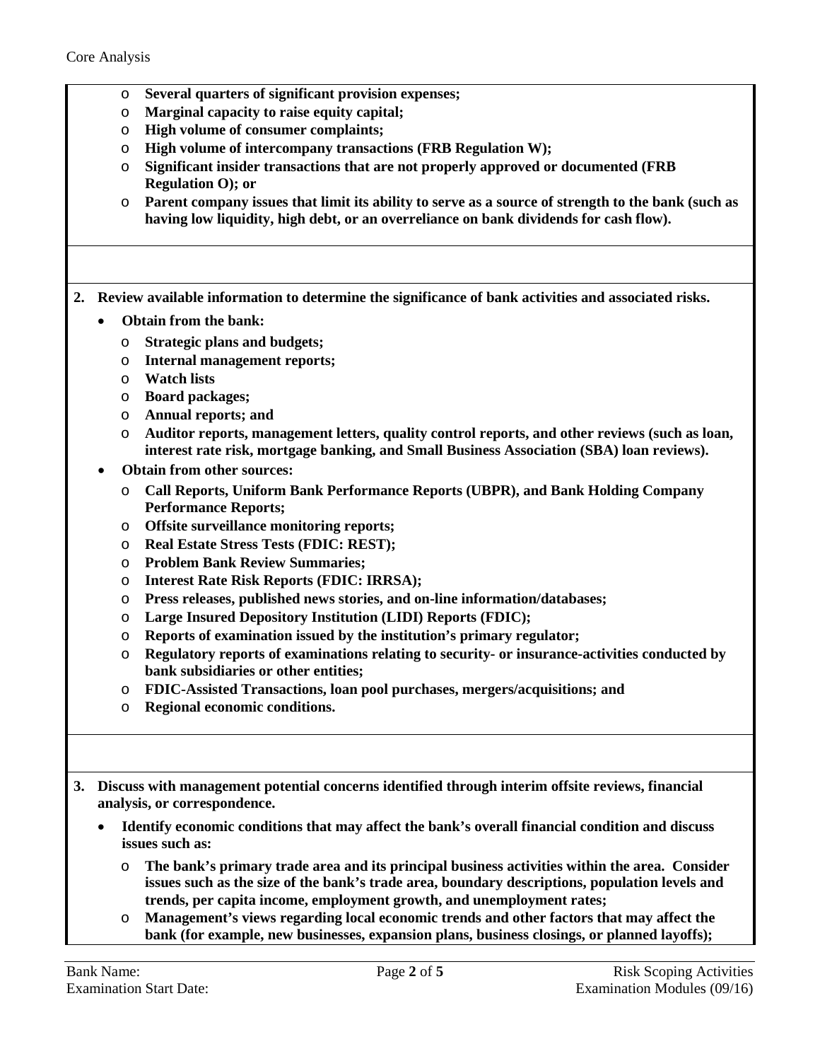- **Several quarters of significant provision expenses;**
- **Marginal capacity to raise equity capital;**
- **High volume of consumer complaints;**
- **High volume of intercompany transactions (FRB Regulation W);**
- **Significant insider transactions that are not properly approved or documented (FRB Regulation O); or**
- **Parent company issues that limit its ability to serve as a source of strength to the bank (such as having low liquidity, high debt, or an overreliance on bank dividends for cash flow).**

**2. Review available information to determine the significance of bank activities and associated risks.**

- **Obtain from the bank:**
  - **Strategic plans and budgets;**
  - **Internal management reports;**
  - **Watch lists**
  - **Board packages;**
  - **Annual reports; and**
  - **Auditor reports, management letters, quality control reports, and other reviews (such as loan, interest rate risk, mortgage banking, and Small Business Association (SBA) loan reviews).**
- **Obtain from other sources:**
  - **Call Reports, Uniform Bank Performance Reports (UBPR), and Bank Holding Company Performance Reports;**
  - **Offsite surveillance monitoring reports;**
  - **Real Estate Stress Tests (FDIC: REST);**
  - **Problem Bank Review Summaries;**
  - **Interest Rate Risk Reports (FDIC: IRRSA);**
  - **Press releases, published news stories, and on-line information/databases;**
  - **Large Insured Depository Institution (LIDI) Reports (FDIC);**
  - **Reports of examination issued by the institution's primary regulator;**
  - **Regulatory reports of examinations relating to security- or insurance-activities conducted by bank subsidiaries or other entities;**
  - **FDIC-Assisted Transactions, loan pool purchases, mergers/acquisitions; and**
  - **Regional economic conditions.**

**3. Discuss with management potential concerns identified through interim offsite reviews, financial analysis, or correspondence.**

- **Identify economic conditions that may affect the bank's overall financial condition and discuss issues such as:**
  - **The bank's primary trade area and its principal business activities within the area. Consider issues such as the size of the bank's trade area, boundary descriptions, population levels and trends, per capita income, employment growth, and unemployment rates;**
  - **Management's views regarding local economic trends and other factors that may affect the bank (for example, new businesses, expansion plans, business closings, or planned layoffs);**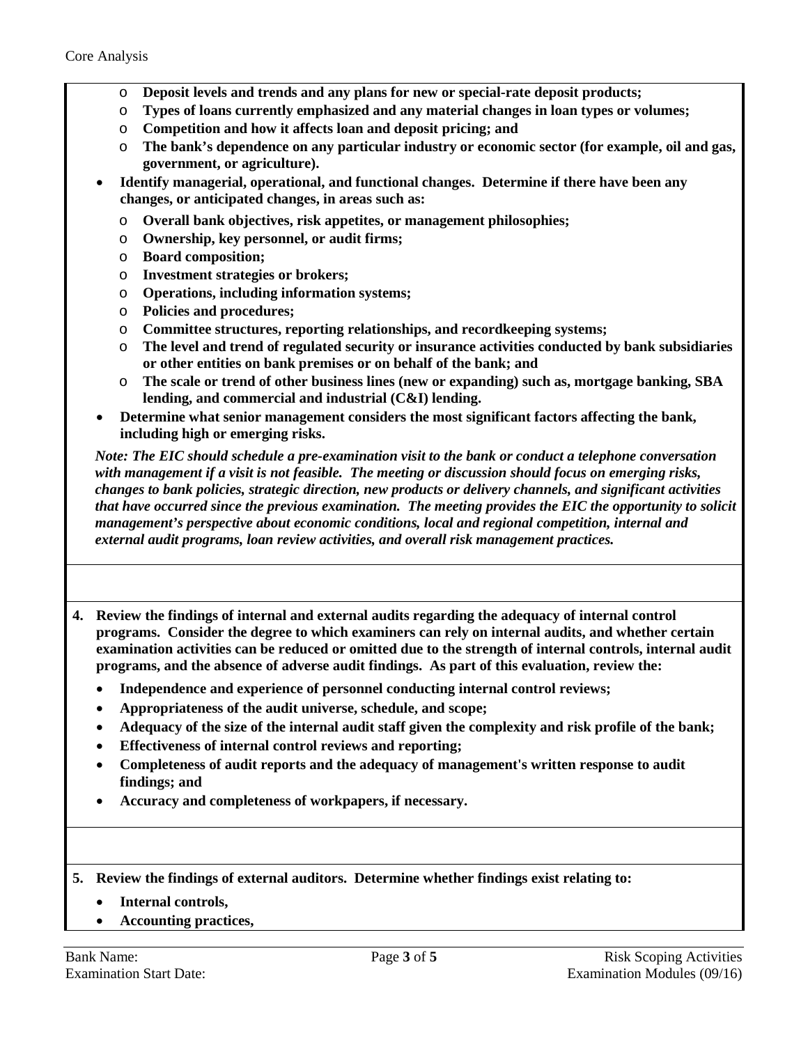- **Deposit levels and trends and any plans for new or special-rate deposit products;**
  - **Types of loans currently emphasized and any material changes in loan types or volumes;**
  - **Competition and how it affects loan and deposit pricing; and**
  - **The bank's dependence on any particular industry or economic sector (for example, oil and gas, government, or agriculture).**
- **Identify managerial, operational, and functional changes. Determine if there have been any changes, or anticipated changes, in areas such as:**
  - **Overall bank objectives, risk appetites, or management philosophies;**
  - **Ownership, key personnel, or audit firms;**
  - **Board composition;**
  - **Investment strategies or brokers;**
  - **Operations, including information systems;**
  - **Policies and procedures;**
  - **Committee structures, reporting relationships, and recordkeeping systems;**
  - **The level and trend of regulated security or insurance activities conducted by bank subsidiaries or other entities on bank premises or on behalf of the bank; and**
  - **The scale or trend of other business lines (new or expanding) such as, mortgage banking, SBA lending, and commercial and industrial (C&I) lending.**
- **Determine what senior management considers the most significant factors affecting the bank, including high or emerging risks.**

***Note: The EIC should schedule a pre-examination visit to the bank or conduct a telephone conversation with management if a visit is not feasible. The meeting or discussion should focus on emerging risks, changes to bank policies, strategic direction, new products or delivery channels, and significant activities that have occurred since the previous examination. The meeting provides the EIC the opportunity to solicit management's perspective about economic conditions, local and regional competition, internal and external audit programs, loan review activities, and overall risk management practices.***

**4. Review the findings of internal and external audits regarding the adequacy of internal control programs. Consider the degree to which examiners can rely on internal audits, and whether certain examination activities can be reduced or omitted due to the strength of internal controls, internal audit programs, and the absence of adverse audit findings. As part of this evaluation, review the:**

- **Independence and experience of personnel conducting internal control reviews;**
- **Appropriateness of the audit universe, schedule, and scope;**
- **Adequacy of the size of the internal audit staff given the complexity and risk profile of the bank;**
- **Effectiveness of internal control reviews and reporting;**
- **Completeness of audit reports and the adequacy of management's written response to audit findings; and**
- **Accuracy and completeness of workpapers, if necessary.**

**5. Review the findings of external auditors. Determine whether findings exist relating to:**

- **Internal controls,**
- **Accounting practices,**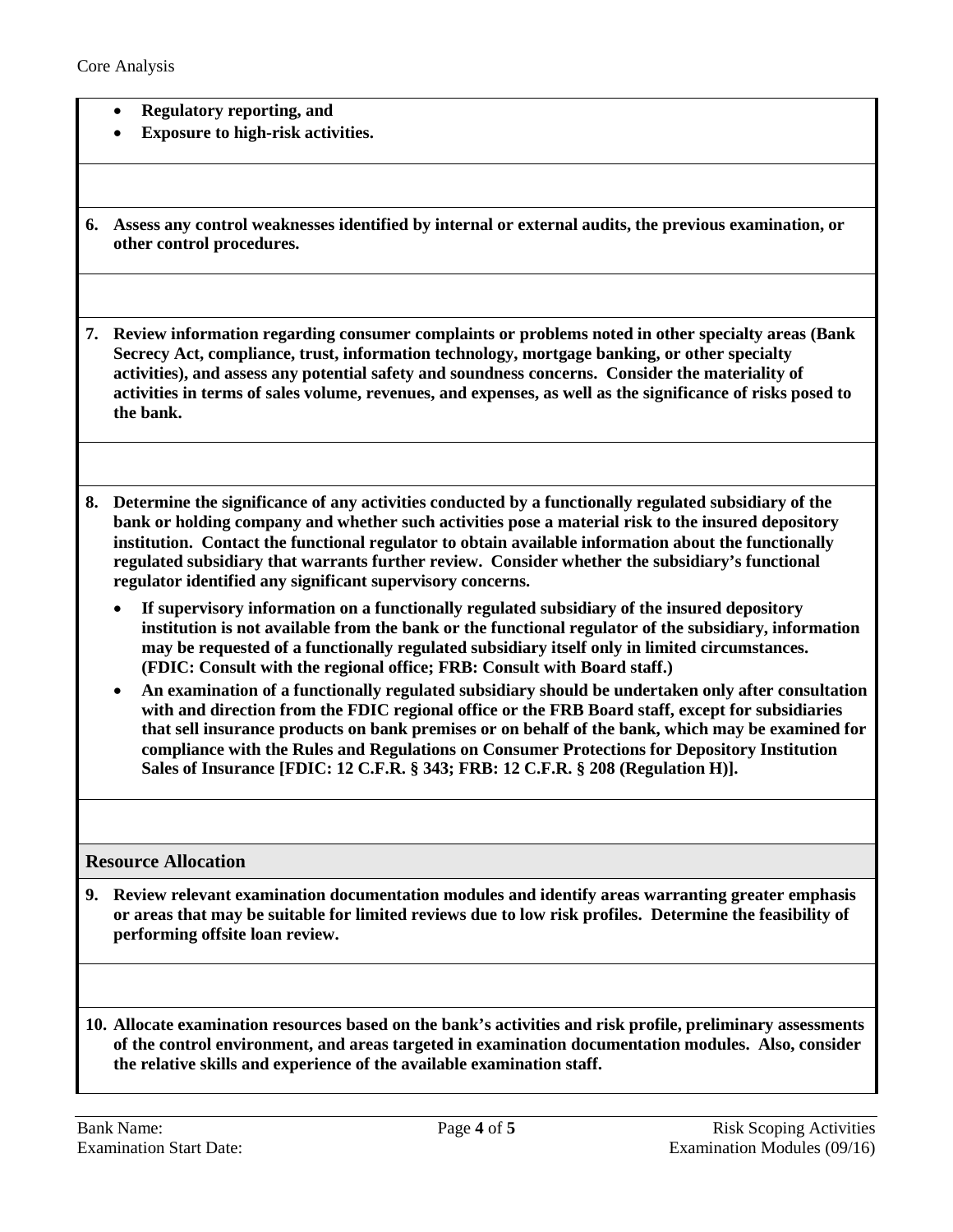- **Regulatory reporting, and**
- **Exposure to high-risk activities.**

**6. Assess any control weaknesses identified by internal or external audits, the previous examination, or other control procedures.**

**7. Review information regarding consumer complaints or problems noted in other specialty areas (Bank Secrecy Act, compliance, trust, information technology, mortgage banking, or other specialty activities), and assess any potential safety and soundness concerns. Consider the materiality of activities in terms of sales volume, revenues, and expenses, as well as the significance of risks posed to the bank.**

**8. Determine the significance of any activities conducted by a functionally regulated subsidiary of the bank or holding company and whether such activities pose a material risk to the insured depository institution. Contact the functional regulator to obtain available information about the functionally regulated subsidiary that warrants further review. Consider whether the subsidiary's functional regulator identified any significant supervisory concerns.**

- **If supervisory information on a functionally regulated subsidiary of the insured depository institution is not available from the bank or the functional regulator of the subsidiary, information may be requested of a functionally regulated subsidiary itself only in limited circumstances. (FDIC: Consult with the regional office; FRB: Consult with Board staff.)**
- **An examination of a functionally regulated subsidiary should be undertaken only after consultation with and direction from the FDIC regional office or the FRB Board staff, except for subsidiaries that sell insurance products on bank premises or on behalf of the bank, which may be examined for compliance with the Rules and Regulations on Consumer Protections for Depository Institution Sales of Insurance [FDIC: 12 C.F.R. § 343; FRB: 12 C.F.R. § 208 (Regulation H)].**

## Resource Allocation

**9. Review relevant examination documentation modules and identify areas warranting greater emphasis or areas that may be suitable for limited reviews due to low risk profiles. Determine the feasibility of performing offsite loan review.**

**10. Allocate examination resources based on the bank's activities and risk profile, preliminary assessments of the control environment, and areas targeted in examination documentation modules. Also, consider the relative skills and experience of the available examination staff.**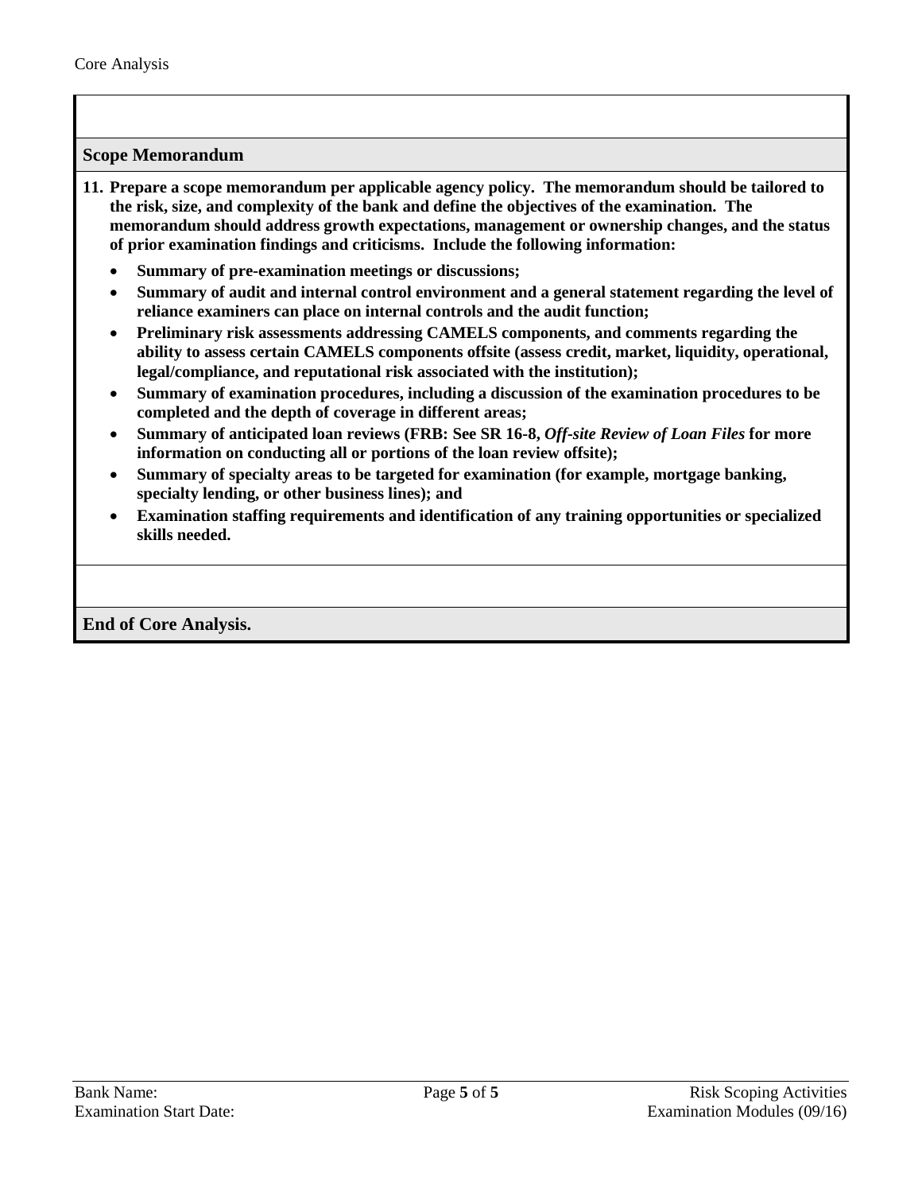## Scope Memorandum

**11. Prepare a scope memorandum per applicable agency policy. The memorandum should be tailored to the risk, size, and complexity of the bank and define the objectives of the examination. The memorandum should address growth expectations, management or ownership changes, and the status of prior examination findings and criticisms. Include the following information:**

- **Summary of pre-examination meetings or discussions;**
- **Summary of audit and internal control environment and a general statement regarding the level of reliance examiners can place on internal controls and the audit function;**
- **Preliminary risk assessments addressing CAMELS components, and comments regarding the ability to assess certain CAMELS components offsite (assess credit, market, liquidity, operational, legal/compliance, and reputational risk associated with the institution);**
- **Summary of examination procedures, including a discussion of the examination procedures to be completed and the depth of coverage in different areas;**
- **Summary of anticipated loan reviews (FRB: See SR 16-8, *Off-site Review of Loan Files* for more information on conducting all or portions of the loan review offsite);**
- **Summary of specialty areas to be targeted for examination (for example, mortgage banking, specialty lending, or other business lines); and**
- **Examination staffing requirements and identification of any training opportunities or specialized skills needed.**

**End of Core Analysis.**